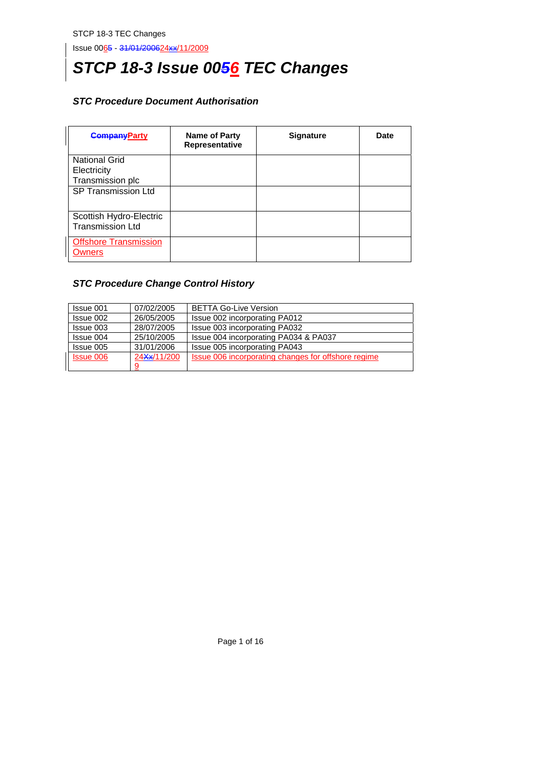# STCP 18-3 Issue 0056 TEC Changes

### STC Procedure Document Authorisation

| CompanyParty | Name of Party Representative | Signature | Date |
|---|---|---|---|
| National Grid Electricity Transmission plc | | | |
| SP Transmission Ltd | | | |
| Scottish Hydro-Electric Transmission Ltd | | | |
| Offshore Transmission Owners | | | |

### STC Procedure Change Control History

| | | |
|---|---|---|
| Issue 001 | 07/02/2005 | BETTA Go-Live Version |
| Issue 002 | 26/05/2005 | Issue 002 incorporating PA012 |
| Issue 003 | 28/07/2005 | Issue 003 incorporating PA032 |
| Issue 004 | 25/10/2005 | Issue 004 incorporating PA034 & PA037 |
| Issue 005 | 31/01/2006 | Issue 005 incorporating PA043 |
| Issue 006 | 24Xx/11/2009 | Issue 006 incorporating changes for offshore regime |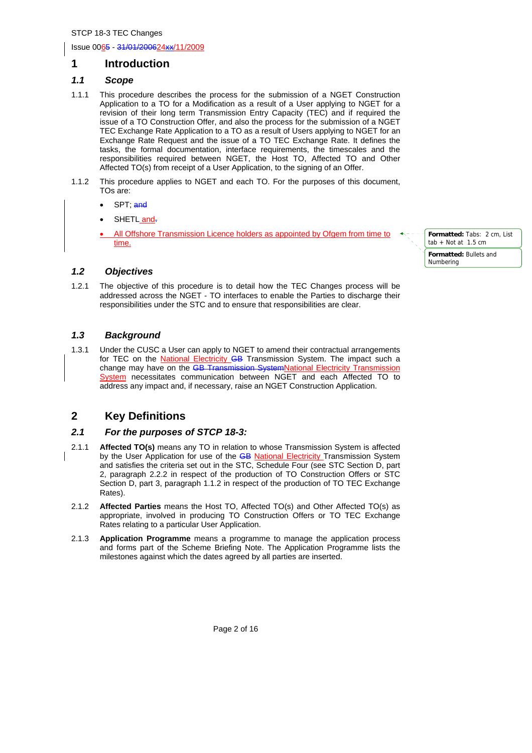# 1 Introduction

## 1.1 Scope

1.1.1 This procedure describes the process for the submission of a NGET Construction Application to a TO for a Modification as a result of a User applying to NGET for a revision of their long term Transmission Entry Capacity (TEC) and if required the issue of a TO Construction Offer, and also the process for the submission of a NGET TEC Exchange Rate Application to a TO as a result of Users applying to NGET for an Exchange Rate Request and the issue of a TO TEC Exchange Rate. It defines the tasks, the formal documentation, interface requirements, the timescales and the responsibilities required between NGET, the Host TO, Affected TO and Other Affected TO(s) from receipt of a User Application, to the signing of an Offer.

1.1.2 This procedure applies to NGET and each TO. For the purposes of this document, TOs are:

- SPT; and
- SHETL and.
- All Offshore Transmission Licence holders as appointed by Ofgem from time to time.

## 1.2 Objectives

1.2.1 The objective of this procedure is to detail how the TEC Changes process will be addressed across the NGET - TO interfaces to enable the Parties to discharge their responsibilities under the STC and to ensure that responsibilities are clear.

## 1.3 Background

1.3.1 Under the CUSC a User can apply to NGET to amend their contractual arrangements for TEC on the National Electricity GB Transmission System. The impact such a change may have on the GB Transmission SystemNational Electricity Transmission System necessitates communication between NGET and each Affected TO to address any impact and, if necessary, raise an NGET Construction Application.

# 2 Key Definitions

## 2.1 For the purposes of STCP 18-3:

2.1.1 **Affected TO(s)** means any TO in relation to whose Transmission System is affected by the User Application for use of the GB National Electricity Transmission System and satisfies the criteria set out in the STC, Schedule Four (see STC Section D, part 2, paragraph 2.2.2 in respect of the production of TO Construction Offers or STC Section D, part 3, paragraph 1.1.2 in respect of the production of TO TEC Exchange Rates).

2.1.2 **Affected Parties** means the Host TO, Affected TO(s) and Other Affected TO(s) as appropriate, involved in producing TO Construction Offers or TO TEC Exchange Rates relating to a particular User Application.

2.1.3 **Application Programme** means a programme to manage the application process and forms part of the Scheme Briefing Note. The Application Programme lists the milestones against which the dates agreed by all parties are inserted.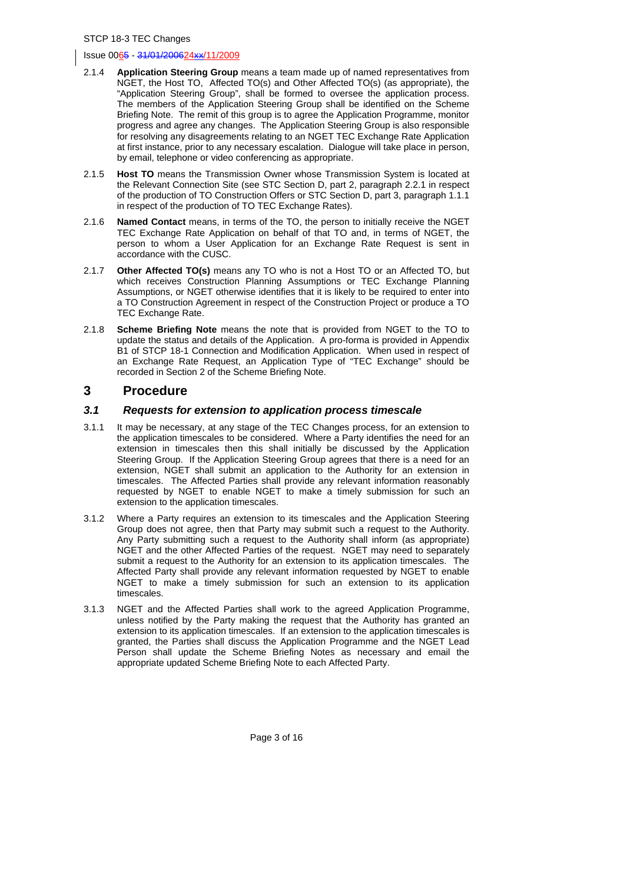2.1.4 **Application Steering Group** means a team made up of named representatives from NGET, the Host TO, Affected TO(s) and Other Affected TO(s) (as appropriate), the "Application Steering Group", shall be formed to oversee the application process. The members of the Application Steering Group shall be identified on the Scheme Briefing Note. The remit of this group is to agree the Application Programme, monitor progress and agree any changes. The Application Steering Group is also responsible for resolving any disagreements relating to an NGET TEC Exchange Rate Application at first instance, prior to any necessary escalation. Dialogue will take place in person, by email, telephone or video conferencing as appropriate.

2.1.5 **Host TO** means the Transmission Owner whose Transmission System is located at the Relevant Connection Site (see STC Section D, part 2, paragraph 2.2.1 in respect of the production of TO Construction Offers or STC Section D, part 3, paragraph 1.1.1 in respect of the production of TO TEC Exchange Rates).

2.1.6 **Named Contact** means, in terms of the TO, the person to initially receive the NGET TEC Exchange Rate Application on behalf of that TO and, in terms of NGET, the person to whom a User Application for an Exchange Rate Request is sent in accordance with the CUSC.

2.1.7 **Other Affected TO(s)** means any TO who is not a Host TO or an Affected TO, but which receives Construction Planning Assumptions or TEC Exchange Planning Assumptions, or NGET otherwise identifies that it is likely to be required to enter into a TO Construction Agreement in respect of the Construction Project or produce a TO TEC Exchange Rate.

2.1.8 **Scheme Briefing Note** means the note that is provided from NGET to the TO to update the status and details of the Application. A pro-forma is provided in Appendix B1 of STCP 18-1 Connection and Modification Application. When used in respect of an Exchange Rate Request, an Application Type of "TEC Exchange" should be recorded in Section 2 of the Scheme Briefing Note.

# 3 Procedure

## *3.1 Requests for extension to application process timescale*

3.1.1 It may be necessary, at any stage of the TEC Changes process, for an extension to the application timescales to be considered. Where a Party identifies the need for an extension in timescales then this shall initially be discussed by the Application Steering Group. If the Application Steering Group agrees that there is a need for an extension, NGET shall submit an application to the Authority for an extension in timescales. The Affected Parties shall provide any relevant information reasonably requested by NGET to enable NGET to make a timely submission for such an extension to the application timescales.

3.1.2 Where a Party requires an extension to its timescales and the Application Steering Group does not agree, then that Party may submit such a request to the Authority. Any Party submitting such a request to the Authority shall inform (as appropriate) NGET and the other Affected Parties of the request. NGET may need to separately submit a request to the Authority for an extension to its application timescales. The Affected Party shall provide any relevant information requested by NGET to enable NGET to make a timely submission for such an extension to its application timescales.

3.1.3 NGET and the Affected Parties shall work to the agreed Application Programme, unless notified by the Party making the request that the Authority has granted an extension to its application timescales. If an extension to the application timescales is granted, the Parties shall discuss the Application Programme and the NGET Lead Person shall update the Scheme Briefing Notes as necessary and email the appropriate updated Scheme Briefing Note to each Affected Party.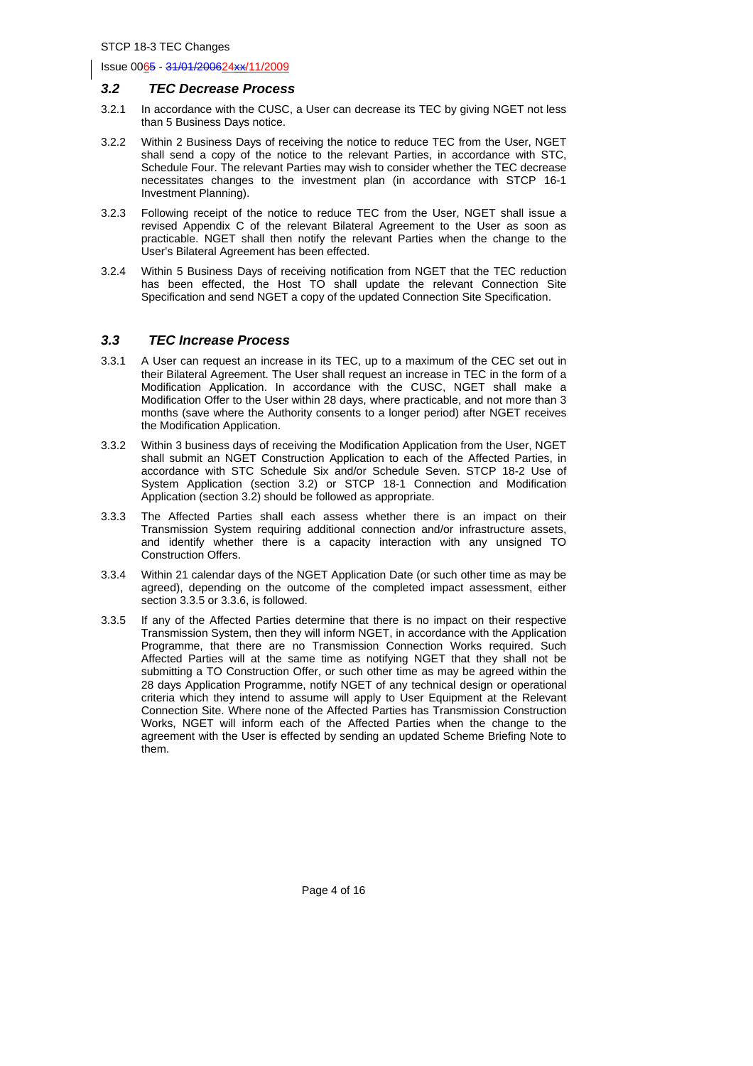### *3.2 TEC Decrease Process*

3.2.1 In accordance with the CUSC, a User can decrease its TEC by giving NGET not less than 5 Business Days notice.

3.2.2 Within 2 Business Days of receiving the notice to reduce TEC from the User, NGET shall send a copy of the notice to the relevant Parties, in accordance with STC, Schedule Four. The relevant Parties may wish to consider whether the TEC decrease necessitates changes to the investment plan (in accordance with STCP 16-1 Investment Planning).

3.2.3 Following receipt of the notice to reduce TEC from the User, NGET shall issue a revised Appendix C of the relevant Bilateral Agreement to the User as soon as practicable. NGET shall then notify the relevant Parties when the change to the User's Bilateral Agreement has been effected.

3.2.4 Within 5 Business Days of receiving notification from NGET that the TEC reduction has been effected, the Host TO shall update the relevant Connection Site Specification and send NGET a copy of the updated Connection Site Specification.

### *3.3 TEC Increase Process*

3.3.1 A User can request an increase in its TEC, up to a maximum of the CEC set out in their Bilateral Agreement. The User shall request an increase in TEC in the form of a Modification Application. In accordance with the CUSC, NGET shall make a Modification Offer to the User within 28 days, where practicable, and not more than 3 months (save where the Authority consents to a longer period) after NGET receives the Modification Application.

3.3.2 Within 3 business days of receiving the Modification Application from the User, NGET shall submit an NGET Construction Application to each of the Affected Parties, in accordance with STC Schedule Six and/or Schedule Seven. STCP 18-2 Use of System Application (section 3.2) or STCP 18-1 Connection and Modification Application (section 3.2) should be followed as appropriate.

3.3.3 The Affected Parties shall each assess whether there is an impact on their Transmission System requiring additional connection and/or infrastructure assets, and identify whether there is a capacity interaction with any unsigned TO Construction Offers.

3.3.4 Within 21 calendar days of the NGET Application Date (or such other time as may be agreed), depending on the outcome of the completed impact assessment, either section 3.3.5 or 3.3.6, is followed.

3.3.5 If any of the Affected Parties determine that there is no impact on their respective Transmission System, then they will inform NGET, in accordance with the Application Programme, that there are no Transmission Connection Works required. Such Affected Parties will at the same time as notifying NGET that they shall not be submitting a TO Construction Offer, or such other time as may be agreed within the 28 days Application Programme, notify NGET of any technical design or operational criteria which they intend to assume will apply to User Equipment at the Relevant Connection Site. Where none of the Affected Parties has Transmission Construction Works, NGET will inform each of the Affected Parties when the change to the agreement with the User is effected by sending an updated Scheme Briefing Note to them.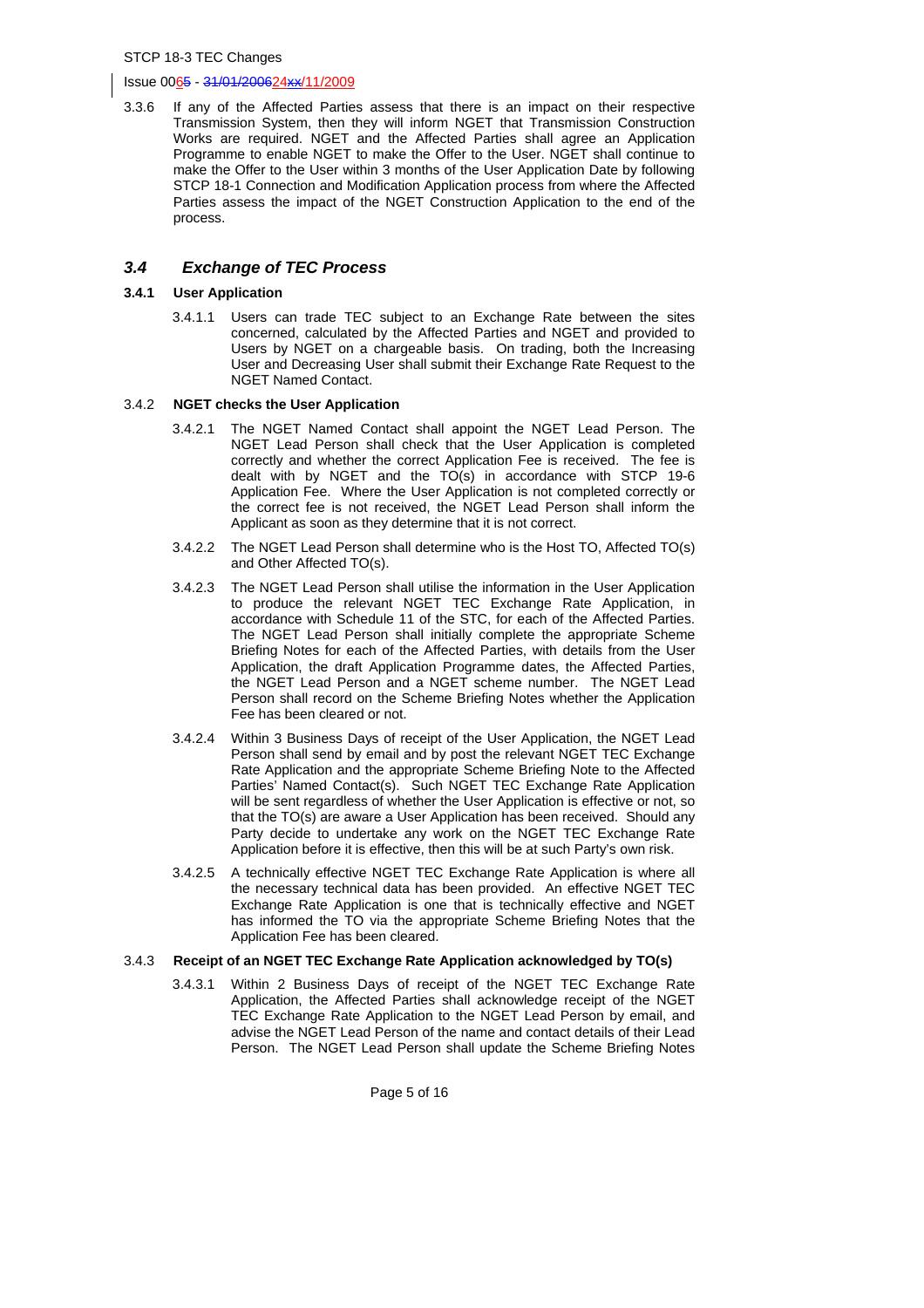3.3.6 If any of the Affected Parties assess that there is an impact on their respective Transmission System, then they will inform NGET that Transmission Construction Works are required. NGET and the Affected Parties shall agree an Application Programme to enable NGET to make the Offer to the User. NGET shall continue to make the Offer to the User within 3 months of the User Application Date by following STCP 18-1 Connection and Modification Application process from where the Affected Parties assess the impact of the NGET Construction Application to the end of the process.

## *3.4 Exchange of TEC Process*

### 3.4.1 User Application

3.4.1.1 Users can trade TEC subject to an Exchange Rate between the sites concerned, calculated by the Affected Parties and NGET and provided to Users by NGET on a chargeable basis. On trading, both the Increasing User and Decreasing User shall submit their Exchange Rate Request to the NGET Named Contact.

### 3.4.2 NGET checks the User Application

3.4.2.1 The NGET Named Contact shall appoint the NGET Lead Person. The NGET Lead Person shall check that the User Application is completed correctly and whether the correct Application Fee is received. The fee is dealt with by NGET and the TO(s) in accordance with STCP 19-6 Application Fee. Where the User Application is not completed correctly or the correct fee is not received, the NGET Lead Person shall inform the Applicant as soon as they determine that it is not correct.

3.4.2.2 The NGET Lead Person shall determine who is the Host TO, Affected TO(s) and Other Affected TO(s).

3.4.2.3 The NGET Lead Person shall utilise the information in the User Application to produce the relevant NGET TEC Exchange Rate Application, in accordance with Schedule 11 of the STC, for each of the Affected Parties. The NGET Lead Person shall initially complete the appropriate Scheme Briefing Notes for each of the Affected Parties, with details from the User Application, the draft Application Programme dates, the Affected Parties, the NGET Lead Person and a NGET scheme number. The NGET Lead Person shall record on the Scheme Briefing Notes whether the Application Fee has been cleared or not.

3.4.2.4 Within 3 Business Days of receipt of the User Application, the NGET Lead Person shall send by email and by post the relevant NGET TEC Exchange Rate Application and the appropriate Scheme Briefing Note to the Affected Parties' Named Contact(s). Such NGET TEC Exchange Rate Application will be sent regardless of whether the User Application is effective or not, so that the TO(s) are aware a User Application has been received. Should any Party decide to undertake any work on the NGET TEC Exchange Rate Application before it is effective, then this will be at such Party's own risk.

3.4.2.5 A technically effective NGET TEC Exchange Rate Application is where all the necessary technical data has been provided. An effective NGET TEC Exchange Rate Application is one that is technically effective and NGET has informed the TO via the appropriate Scheme Briefing Notes that the Application Fee has been cleared.

### 3.4.3 Receipt of an NGET TEC Exchange Rate Application acknowledged by TO(s)

3.4.3.1 Within 2 Business Days of receipt of the NGET TEC Exchange Rate Application, the Affected Parties shall acknowledge receipt of the NGET TEC Exchange Rate Application to the NGET Lead Person by email, and advise the NGET Lead Person of the name and contact details of their Lead Person. The NGET Lead Person shall update the Scheme Briefing Notes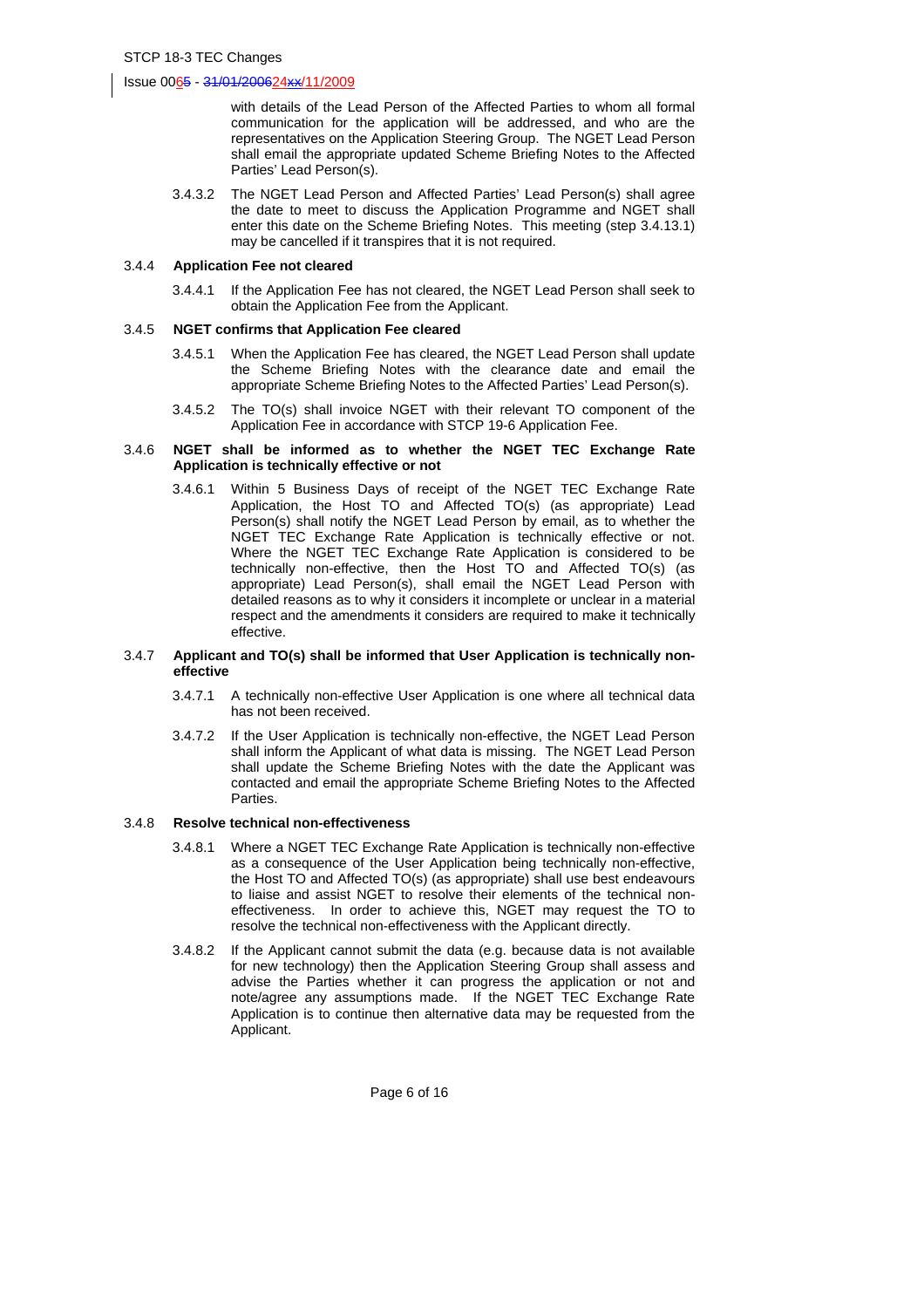with details of the Lead Person of the Affected Parties to whom all formal communication for the application will be addressed, and who are the representatives on the Application Steering Group. The NGET Lead Person shall email the appropriate updated Scheme Briefing Notes to the Affected Parties' Lead Person(s).

3.4.3.2 The NGET Lead Person and Affected Parties' Lead Person(s) shall agree the date to meet to discuss the Application Programme and NGET shall enter this date on the Scheme Briefing Notes. This meeting (step 3.4.13.1) may be cancelled if it transpires that it is not required.

### 3.4.4 Application Fee not cleared

3.4.4.1 If the Application Fee has not cleared, the NGET Lead Person shall seek to obtain the Application Fee from the Applicant.

### 3.4.5 NGET confirms that Application Fee cleared

3.4.5.1 When the Application Fee has cleared, the NGET Lead Person shall update the Scheme Briefing Notes with the clearance date and email the appropriate Scheme Briefing Notes to the Affected Parties' Lead Person(s).

3.4.5.2 The TO(s) shall invoice NGET with their relevant TO component of the Application Fee in accordance with STCP 19-6 Application Fee.

### 3.4.6 NGET shall be informed as to whether the NGET TEC Exchange Rate Application is technically effective or not

3.4.6.1 Within 5 Business Days of receipt of the NGET TEC Exchange Rate Application, the Host TO and Affected TO(s) (as appropriate) Lead Person(s) shall notify the NGET Lead Person by email, as to whether the NGET TEC Exchange Rate Application is technically effective or not. Where the NGET TEC Exchange Rate Application is considered to be technically non-effective, then the Host TO and Affected TO(s) (as appropriate) Lead Person(s), shall email the NGET Lead Person with detailed reasons as to why it considers it incomplete or unclear in a material respect and the amendments it considers are required to make it technically effective.

### 3.4.7 Applicant and TO(s) shall be informed that User Application is technically non-effective

3.4.7.1 A technically non-effective User Application is one where all technical data has not been received.

3.4.7.2 If the User Application is technically non-effective, the NGET Lead Person shall inform the Applicant of what data is missing. The NGET Lead Person shall update the Scheme Briefing Notes with the date the Applicant was contacted and email the appropriate Scheme Briefing Notes to the Affected Parties.

### 3.4.8 Resolve technical non-effectiveness

3.4.8.1 Where a NGET TEC Exchange Rate Application is technically non-effective as a consequence of the User Application being technically non-effective, the Host TO and Affected TO(s) (as appropriate) shall use best endeavours to liaise and assist NGET to resolve their elements of the technical non-effectiveness. In order to achieve this, NGET may request the TO to resolve the technical non-effectiveness with the Applicant directly.

3.4.8.2 If the Applicant cannot submit the data (e.g. because data is not available for new technology) then the Application Steering Group shall assess and advise the Parties whether it can progress the application or not and note/agree any assumptions made. If the NGET TEC Exchange Rate Application is to continue then alternative data may be requested from the Applicant.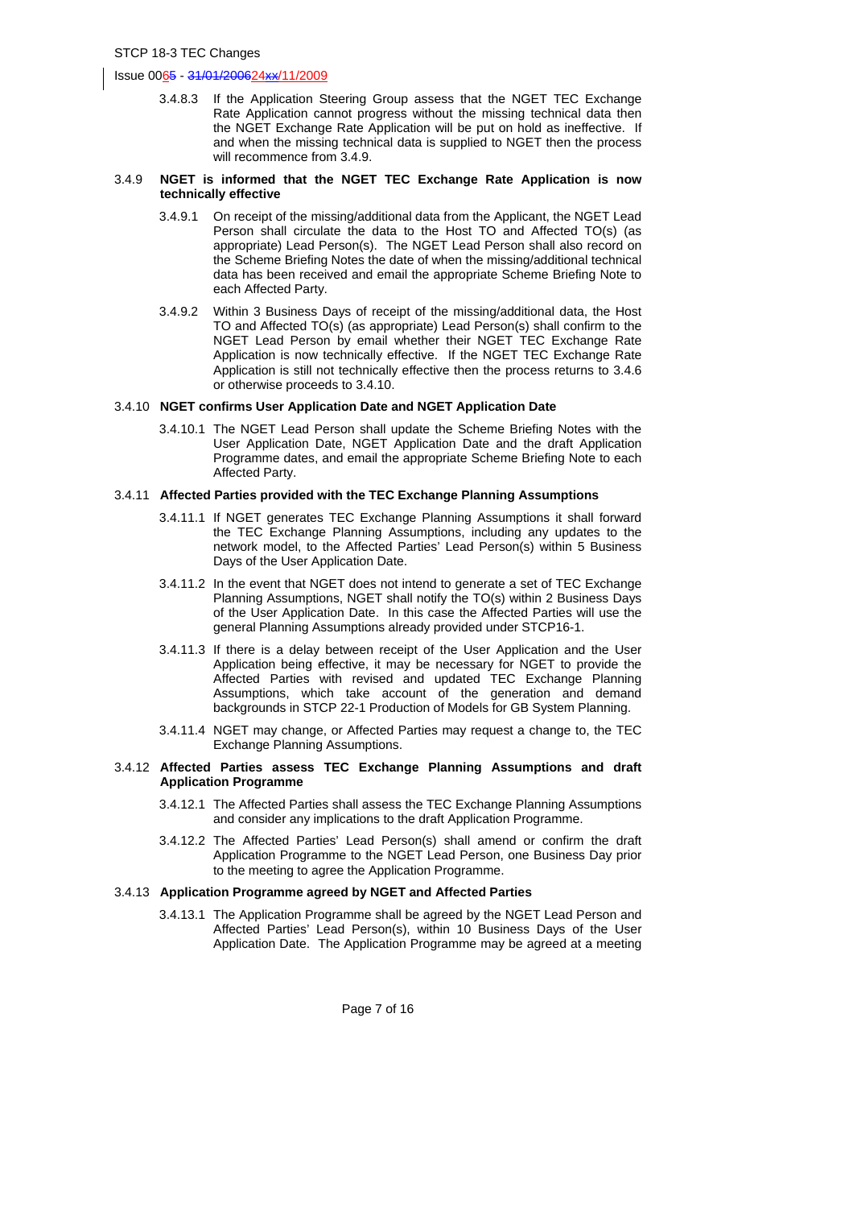3.4.8.3 If the Application Steering Group assess that the NGET TEC Exchange Rate Application cannot progress without the missing technical data then the NGET Exchange Rate Application will be put on hold as ineffective. If and when the missing technical data is supplied to NGET then the process will recommence from 3.4.9.

### 3.4.9 NGET is informed that the NGET TEC Exchange Rate Application is now technically effective

3.4.9.1 On receipt of the missing/additional data from the Applicant, the NGET Lead Person shall circulate the data to the Host TO and Affected TO(s) (as appropriate) Lead Person(s). The NGET Lead Person shall also record on the Scheme Briefing Notes the date of when the missing/additional technical data has been received and email the appropriate Scheme Briefing Note to each Affected Party.

3.4.9.2 Within 3 Business Days of receipt of the missing/additional data, the Host TO and Affected TO(s) (as appropriate) Lead Person(s) shall confirm to the NGET Lead Person by email whether their NGET TEC Exchange Rate Application is now technically effective. If the NGET TEC Exchange Rate Application is still not technically effective then the process returns to 3.4.6 or otherwise proceeds to 3.4.10.

### 3.4.10 NGET confirms User Application Date and NGET Application Date

3.4.10.1 The NGET Lead Person shall update the Scheme Briefing Notes with the User Application Date, NGET Application Date and the draft Application Programme dates, and email the appropriate Scheme Briefing Note to each Affected Party.

### 3.4.11 Affected Parties provided with the TEC Exchange Planning Assumptions

3.4.11.1 If NGET generates TEC Exchange Planning Assumptions it shall forward the TEC Exchange Planning Assumptions, including any updates to the network model, to the Affected Parties' Lead Person(s) within 5 Business Days of the User Application Date.

3.4.11.2 In the event that NGET does not intend to generate a set of TEC Exchange Planning Assumptions, NGET shall notify the TO(s) within 2 Business Days of the User Application Date. In this case the Affected Parties will use the general Planning Assumptions already provided under STCP16-1.

3.4.11.3 If there is a delay between receipt of the User Application and the User Application being effective, it may be necessary for NGET to provide the Affected Parties with revised and updated TEC Exchange Planning Assumptions, which take account of the generation and demand backgrounds in STCP 22-1 Production of Models for GB System Planning.

3.4.11.4 NGET may change, or Affected Parties may request a change to, the TEC Exchange Planning Assumptions.

### 3.4.12 Affected Parties assess TEC Exchange Planning Assumptions and draft Application Programme

3.4.12.1 The Affected Parties shall assess the TEC Exchange Planning Assumptions and consider any implications to the draft Application Programme.

3.4.12.2 The Affected Parties' Lead Person(s) shall amend or confirm the draft Application Programme to the NGET Lead Person, one Business Day prior to the meeting to agree the Application Programme.

### 3.4.13 Application Programme agreed by NGET and Affected Parties

3.4.13.1 The Application Programme shall be agreed by the NGET Lead Person and Affected Parties' Lead Person(s), within 10 Business Days of the User Application Date. The Application Programme may be agreed at a meeting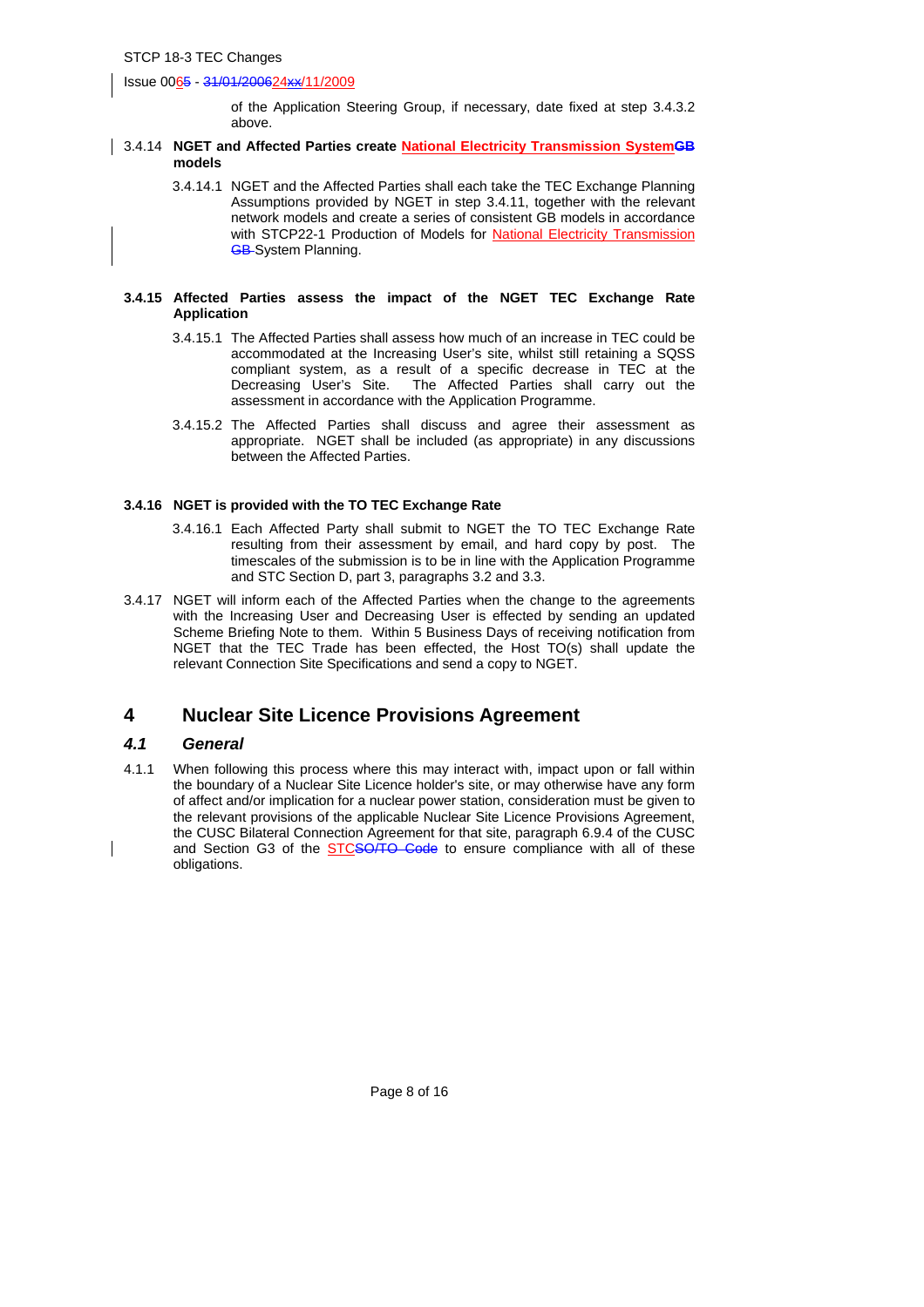of the Application Steering Group, if necessary, date fixed at step 3.4.3.2 above.

3.4.14 **NGET and Affected Parties create National Electricity Transmission System~~GB~~ models**

3.4.14.1 NGET and the Affected Parties shall each take the TEC Exchange Planning Assumptions provided by NGET in step 3.4.11, together with the relevant network models and create a series of consistent GB models in accordance with STCP22-1 Production of Models for National Electricity Transmission ~~GB~~ System Planning.

**3.4.15 Affected Parties assess the impact of the NGET TEC Exchange Rate Application**

3.4.15.1 The Affected Parties shall assess how much of an increase in TEC could be accommodated at the Increasing User's site, whilst still retaining a SQSS compliant system, as a result of a specific decrease in TEC at the Decreasing User's Site. The Affected Parties shall carry out the assessment in accordance with the Application Programme.

3.4.15.2 The Affected Parties shall discuss and agree their assessment as appropriate. NGET shall be included (as appropriate) in any discussions between the Affected Parties.

**3.4.16 NGET is provided with the TO TEC Exchange Rate**

3.4.16.1 Each Affected Party shall submit to NGET the TO TEC Exchange Rate resulting from their assessment by email, and hard copy by post. The timescales of the submission is to be in line with the Application Programme and STC Section D, part 3, paragraphs 3.2 and 3.3.

3.4.17 NGET will inform each of the Affected Parties when the change to the agreements with the Increasing User and Decreasing User is effected by sending an updated Scheme Briefing Note to them. Within 5 Business Days of receiving notification from NGET that the TEC Trade has been effected, the Host TO(s) shall update the relevant Connection Site Specifications and send a copy to NGET.

# 4 Nuclear Site Licence Provisions Agreement

## *4.1 General*

4.1.1 When following this process where this may interact with, impact upon or fall within the boundary of a Nuclear Site Licence holder's site, or may otherwise have any form of affect and/or implication for a nuclear power station, consideration must be given to the relevant provisions of the applicable Nuclear Site Licence Provisions Agreement, the CUSC Bilateral Connection Agreement for that site, paragraph 6.9.4 of the CUSC and Section G3 of the STC~~SO/TO Code~~ to ensure compliance with all of these obligations.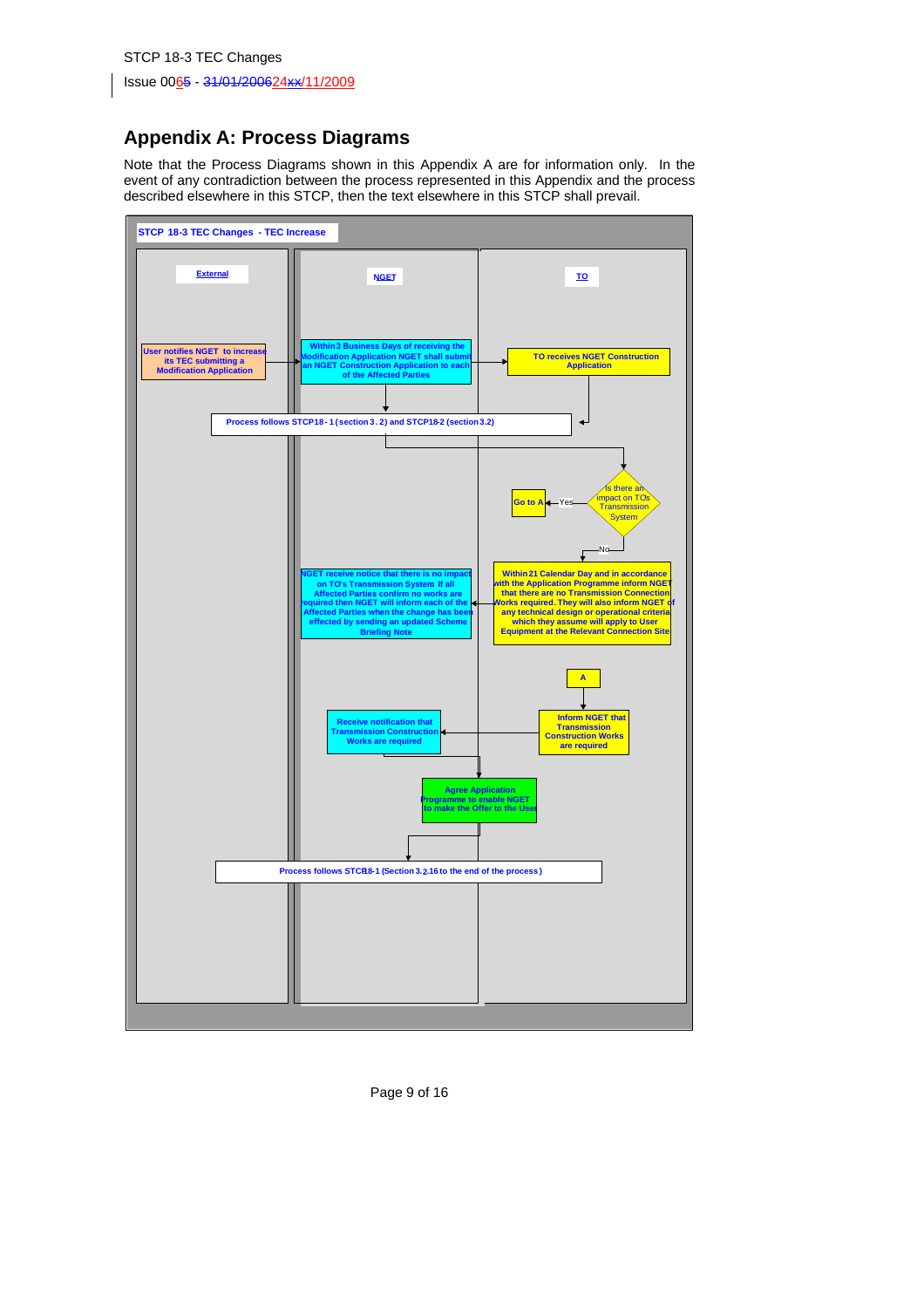## Appendix A: Process Diagrams

Note that the Process Diagrams shown in this Appendix A are for information only. In the event of any contradiction between the process represented in this Appendix and the process described elsewhere in this STCP, then the text elsewhere in this STCP shall prevail.

**STCP 18-3 TEC Changes - TEC Increase**

External | NGET | TO

- User notifies NGET to increase its TEC submitting a Modification Application
- Within 3 Business Days of receiving the Modification Application NGET shall submit an NGET Construction Application to each of the Affected Parties
- TO receives NGET Construction Application
- Process follows STCP18-1 (section 3.2) and STCP18-2 (section 3.2)
- Is there an impact on TOs Transmission System
  - Yes → Go to A
  - No → Within 21 Calendar Day and in accordance with the Application Programme inform NGET that there are no Transmission Connection Works required. They will also inform NGET of any technical design or operational criteria which they assume will apply to User Equipment at the Relevant Connection Site
- NGET receive notice that there is no impact on TO's Transmission System. If all Affected Parties confirm no works are required then NGET will inform each of the Affected Parties when the change has been effected by sending an updated Scheme Briefing Note
- A
- Inform NGET that Transmission Construction Works are required
- Receive notification that Transmission Construction Works are required
- Agree Application Programme to enable NGET to make the Offer to the User
- Process follows STCP18-1 (Section 3.2.16 to the end of the process)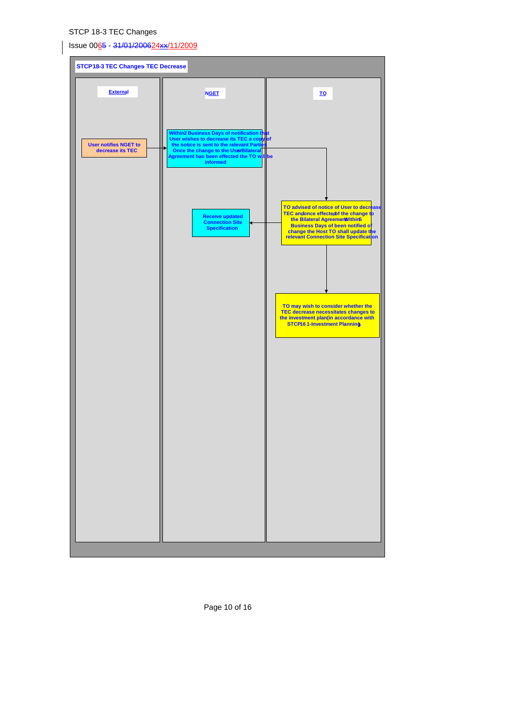**STCP18-3 TEC Changes TEC Decrease**

| External | NGET | TO |
|---|---|---|
| User notifies NGET to decrease its TEC | Within 2 Business Days of notification that User wishes to decrease its TEC a copy of the notice is sent to the relevant Parties Once the change to the User Bilateral Agreement has been effected the TO will be informed | |
| | Receive updated Connection Site Specification | TO advised of notice of User to decrease TEC and once effected of the change to the Bilateral Agreement Within 5 Business Days of been notified of change the Host TO shall update the relevant Connection Site Specification |
| | | TO may wish to consider whether the TEC decrease necessitates changes to the investment plan (in accordance with STCP16-1 Investment Planning) |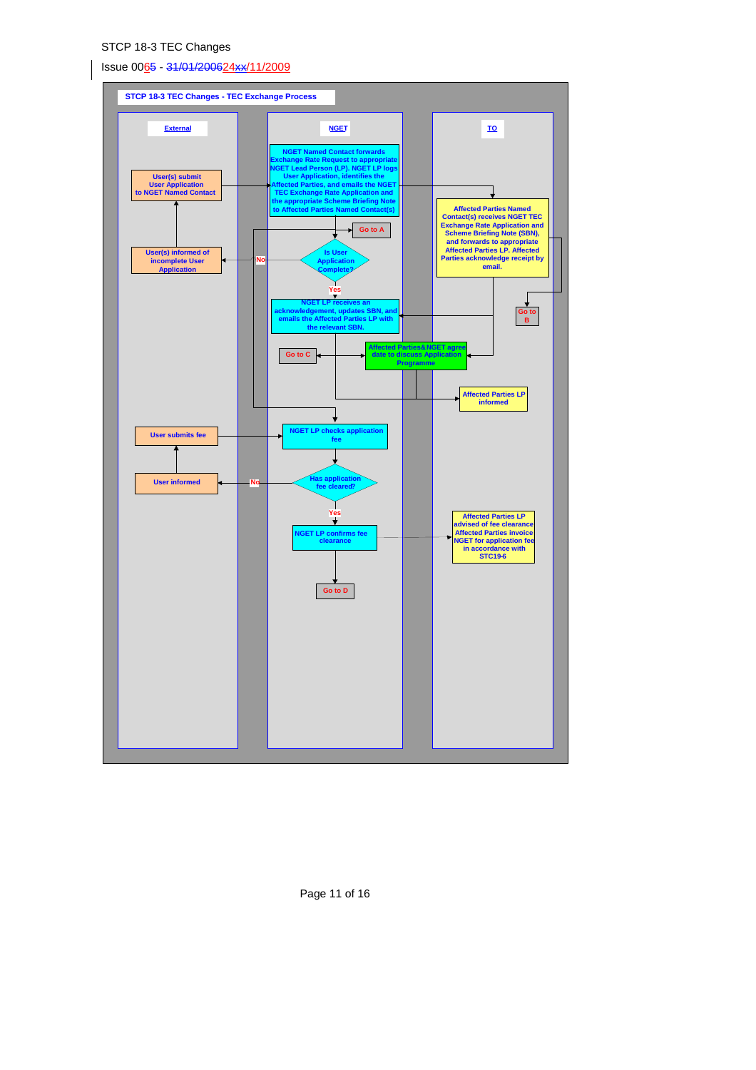STCP 18-3 TEC Changes

Issue 00~~6~~5 - ~~31/01/2006~~24~~xx~~/11/2009

**STCP 18-3 TEC Changes - TEC Exchange Process**

| External | NGET | TO |
|---|---|---|
| User(s) submit User Application to NGET Named Contact | NGET Named Contact forwards Exchange Rate Request to appropriate NGET Lead Person (LP). NGET LP logs User Application, identifies the Affected Parties, and emails the NGET TEC Exchange Rate Application and the appropriate Scheme Briefing Note to Affected Parties Named Contact(s) | Affected Parties Named Contact(s) receives NGET TEC Exchange Rate Application and Scheme Briefing Note (SBN), and forwards to appropriate Affected Parties LP. Affected Parties acknowledge receipt by email. |
| | Go to A | Go to B |
| User(s) informed of incomplete User Application (No) | Is User Application Complete? | |
| | Yes: NGET LP receives an acknowledgement, updates SBN, and emails the Affected Parties LP with the relevant SBN. | |
| | Go to C / Affected Parties&NGET agree date to discuss Application Programme | Affected Parties LP informed |
| User submits fee | NGET LP checks application fee | |
| User informed (No) | Has application fee cleared? | |
| | Yes: NGET LP confirms fee clearance | Affected Parties LP advised of fee clearance Affected Parties invoice NGET for application fee in accordance with STC19-6 |
| | Go to D | |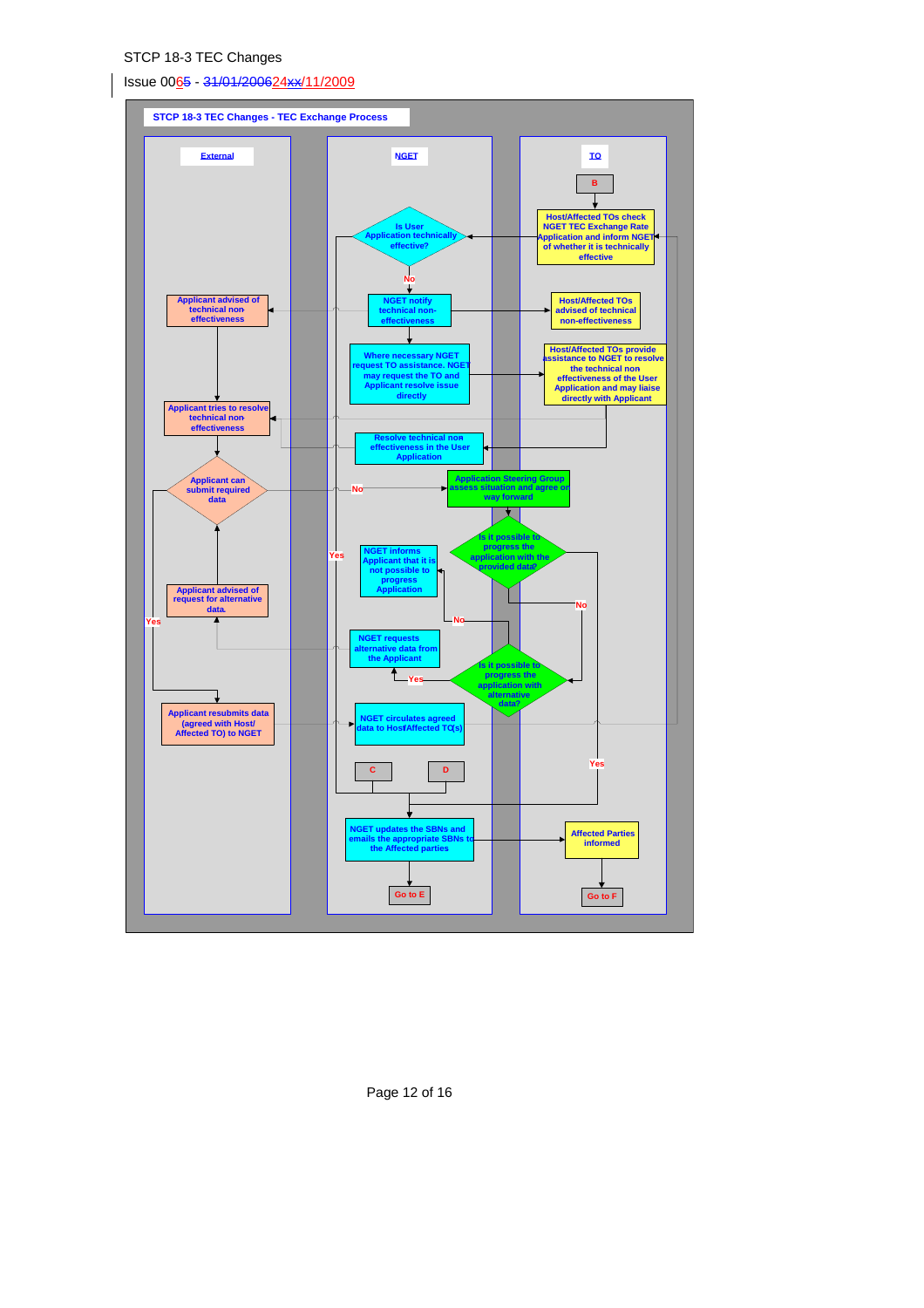STCP 18-3 TEC Changes

Issue 00~~6~~5 - ~~31/01/2006~~24~~xx~~/11/2009

**STCP 18-3 TEC Changes - TEC Exchange Process**

**External**

- Applicant advised of technical non-effectiveness
- Applicant tries to resolve technical non-effectiveness
- Applicant can submit required data
- Applicant advised of request for alternative data.
- Applicant resubmits data (agreed with Host/ Affected TO) to NGET

**NGET**

- Is User Application technically effective?
- No
- NGET notify technical non-effectiveness
- Where necessary NGET request TO assistance. NGET may request the TO and Applicant resolve issue directly
- Resolve technical non effectiveness in the User Application
- No
- Yes
- Application Steering Group assess situation and agree on way forward
- Is it possible to progress the application with the provided data?
- NGET informs Applicant that it is not possible to progress Application
- No
- No
- NGET requests alternative data from the Applicant
- Yes
- Is it possible to progress the application with alternative data?
- NGET circulates agreed data to Host/Affected TO(s)
- Yes
- C
- D
- NGET updates the SBNs and emails the appropriate SBNs to the Affected parties
- Go to E

**TO**

- B
- Host/Affected TOs check NGET TEC Exchange Rate Application and inform NGET of whether it is technically effective
- Host/Affected TOs advised of technical non-effectiveness
- Host/Affected TOs provide assistance to NGET to resolve the technical non effectiveness of the User Application and may liaise directly with Applicant
- Affected Parties informed
- Go to F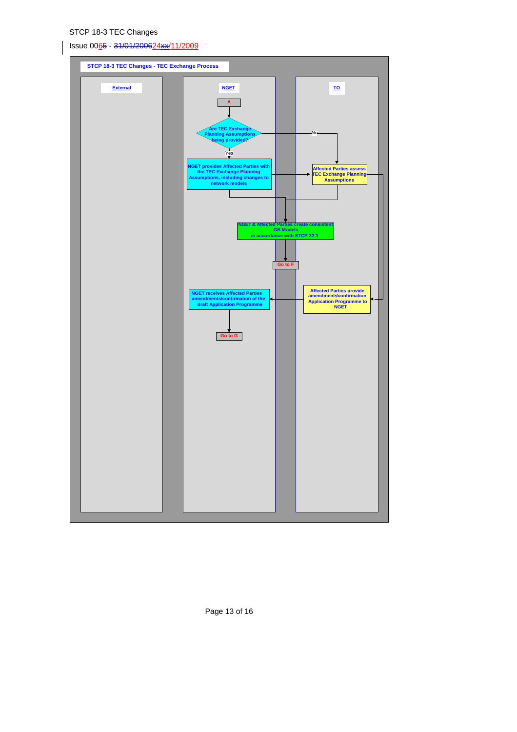**STCP 18-3 TEC Changes - TEC Exchange Process**

| External | NGET | TO |
|---|---|---|
| | A | |
| | Are TEC Exchange Planning Assumptions being provided? (Yes → next step; No → Affected Parties assess TEC Exchange Planning Assumptions) | |
| | NGET provides Affected Parties with the TEC Exchange Planning Assumptions, including changes to network models | Affected Parties assess TEC Exchange Planning Assumptions |
| | NGET & Affected Parties create consistent GB Models in accordance with STCP 22-1 | |
| | Go to F | |
| | NGET receives Affected Parties amendments/confirmation of the draft Application Programme | Affected Parties provide amendments/confirmation Application Programme to NGET |
| | Go to G | |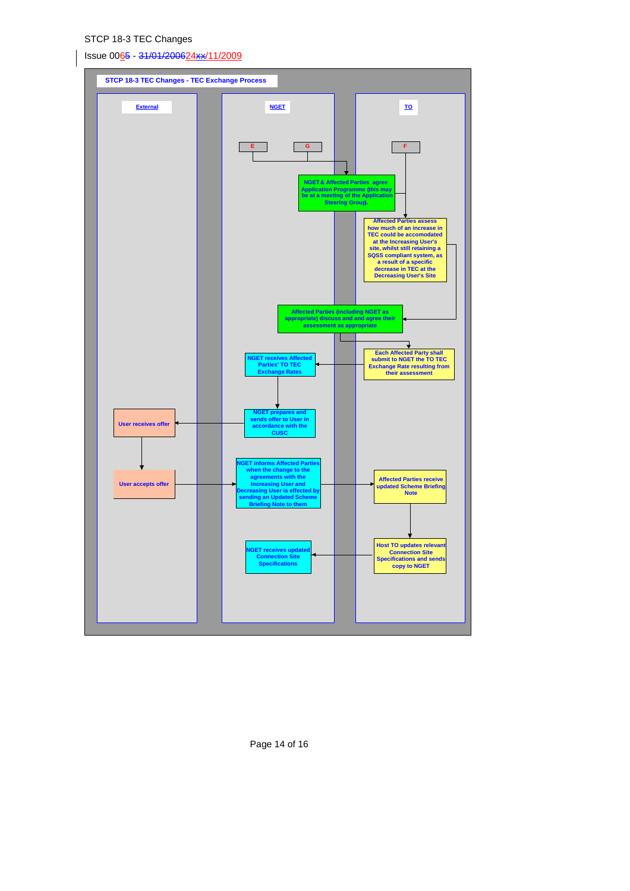STCP 18-3 TEC Changes

Issue 0065 - 31/01/200624xx/11/2009

**STCP 18-3 TEC Changes - TEC Exchange Process**

**External**

**NGET**

**TO**

E

G

F

NGET & Affected Parties agree Application Programme (this may be at a meeting of the Application Steering Group).

Affected Parties assess how much of an increase in TEC could be accomodated at the Increasing User's site, whilst still retaining a SQSS compliant system, as a result of a specific decrease in TEC at the Decreasing User's Site

Affected Parties (including NGET as appropriate) discuss and and agree their assessment as appropriate

Each Affected Party shall submit to NGET the TO TEC Exchange Rate resulting from their assessment

NGET receives Affected Parties' TO TEC Exchange Rates

NGET prepares and sends offer to User in accordance with the CUSC

User receives offer

User accepts offer

NGET informs Affected Parties when the change to the agreements with the Increasing User and Decreasing User is effected by sending an Updated Scheme Briefing Note to them

Affected Parties receive updated Scheme Briefing Note

Host TO updates relevant Connection Site Specifications and sends copy to NGET

NGET receives updated Connection Site Specifications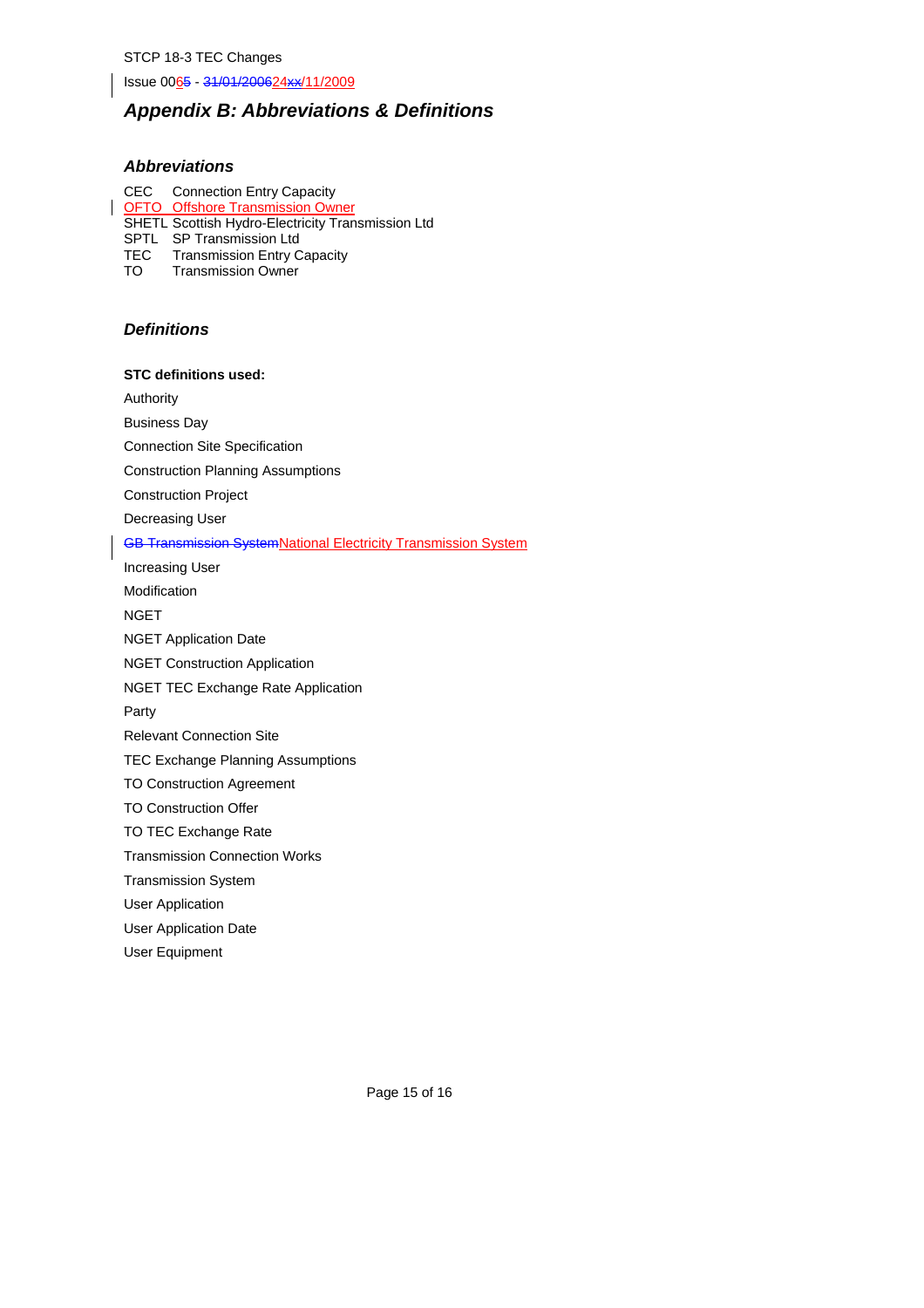## Appendix B: Abbreviations & Definitions

### Abbreviations

CEC Connection Entry Capacity
OFTO Offshore Transmission Owner
SHETL Scottish Hydro-Electricity Transmission Ltd
SPTL SP Transmission Ltd
TEC Transmission Entry Capacity
TO Transmission Owner

### Definitions

**STC definitions used:**

Authority

Business Day

Connection Site Specification

Construction Planning Assumptions

Construction Project

Decreasing User

~~GB Transmission System~~National Electricity Transmission System

Increasing User

Modification

NGET

NGET Application Date

NGET Construction Application

NGET TEC Exchange Rate Application

Party

Relevant Connection Site

TEC Exchange Planning Assumptions

TO Construction Agreement

TO Construction Offer

TO TEC Exchange Rate

Transmission Connection Works

Transmission System

User Application

User Application Date

User Equipment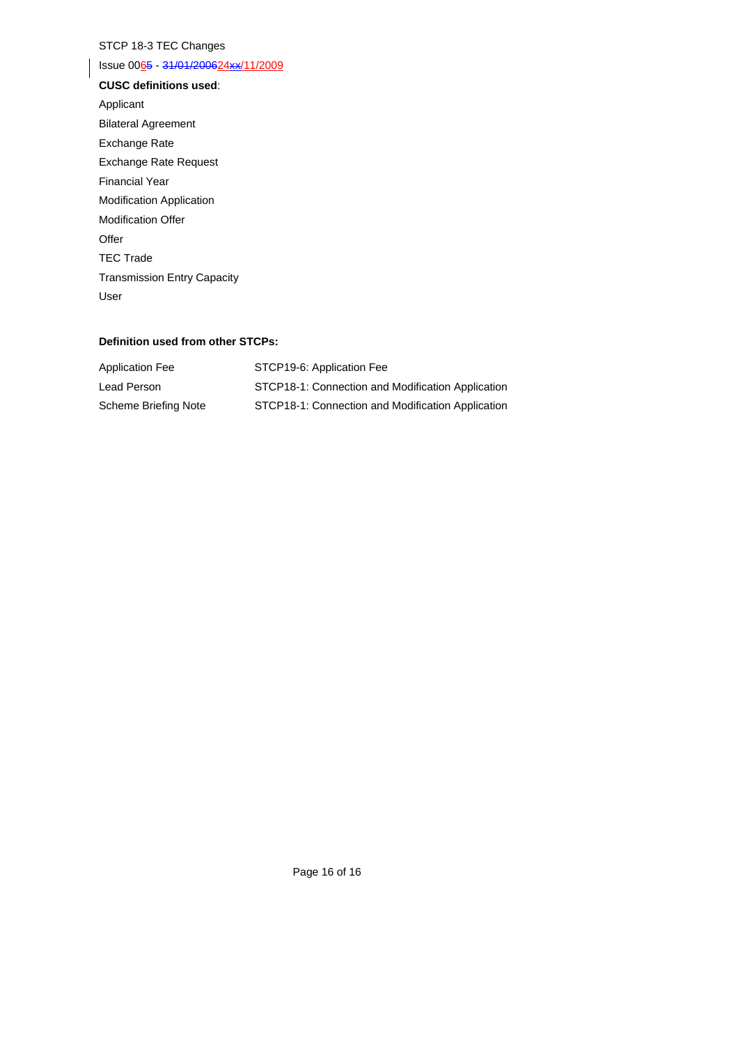**CUSC definitions used**:

Applicant

Bilateral Agreement

Exchange Rate

Exchange Rate Request

Financial Year

Modification Application

Modification Offer

Offer

TEC Trade

Transmission Entry Capacity

User

**Definition used from other STCPs:**

| | |
|---|---|
| Application Fee | STCP19-6: Application Fee |
| Lead Person | STCP18-1: Connection and Modification Application |
| Scheme Briefing Note | STCP18-1: Connection and Modification Application |